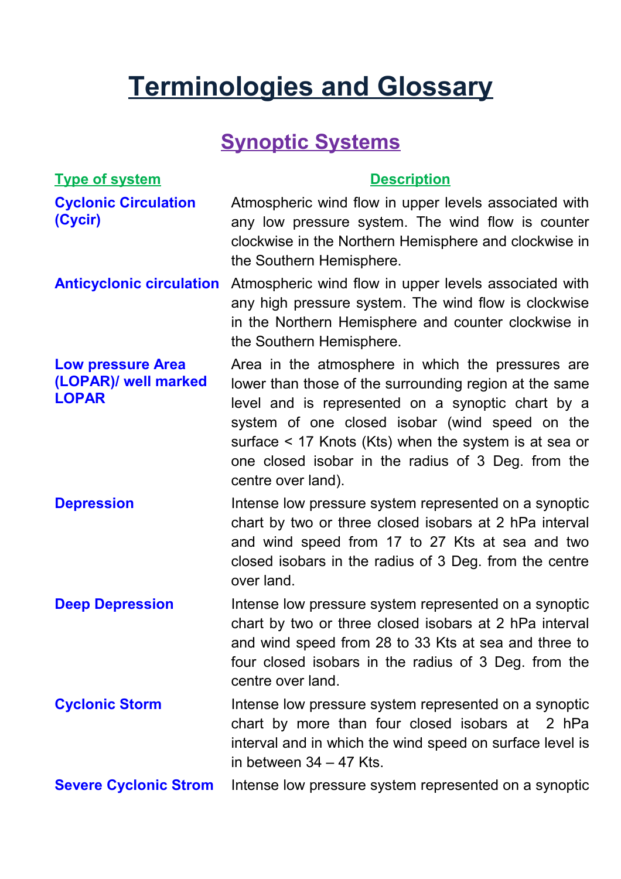# Terminologies and Glossary

## Synoptic Systems

| Type of system | Description |
| --- | --- |
| **Cyclonic Circulation (Cycir)** | Atmospheric wind flow in upper levels associated with any low pressure system. The wind flow is counter clockwise in the Northern Hemisphere and clockwise in the Southern Hemisphere. |
| **Anticyclonic circulation** | Atmospheric wind flow in upper levels associated with any high pressure system. The wind flow is clockwise in the Northern Hemisphere and counter clockwise in the Southern Hemisphere. |
| **Low pressure Area (LOPAR)/ well marked LOPAR** | Area in the atmosphere in which the pressures are lower than those of the surrounding region at the same level and is represented on a synoptic chart by a system of one closed isobar (wind speed on the surface < 17 Knots (Kts) when the system is at sea or one closed isobar in the radius of 3 Deg. from the centre over land). |
| **Depression** | Intense low pressure system represented on a synoptic chart by two or three closed isobars at 2 hPa interval and wind speed from 17 to 27 Kts at sea and two closed isobars in the radius of 3 Deg. from the centre over land. |
| **Deep Depression** | Intense low pressure system represented on a synoptic chart by two or three closed isobars at 2 hPa interval and wind speed from 28 to 33 Kts at sea and three to four closed isobars in the radius of 3 Deg. from the centre over land. |
| **Cyclonic Storm** | Intense low pressure system represented on a synoptic chart by more than four closed isobars at 2 hPa interval and in which the wind speed on surface level is in between 34 – 47 Kts. |
| **Severe Cyclonic Strom** | Intense low pressure system represented on a synoptic |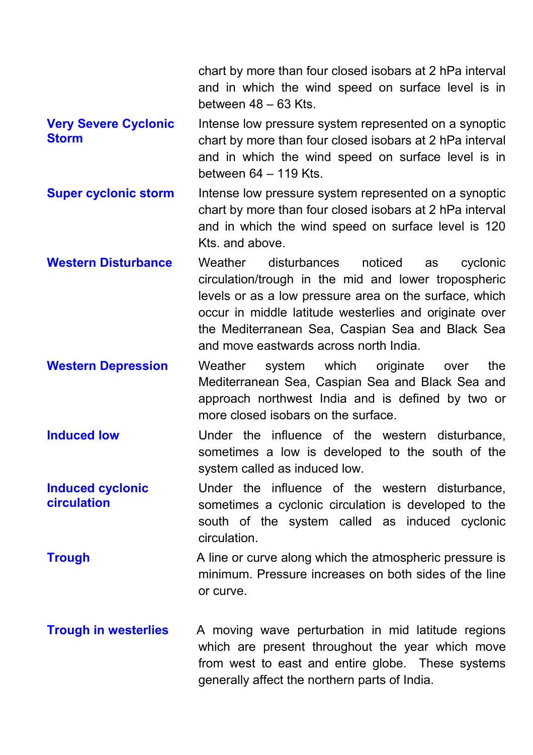| | |
|---|---|
| | chart by more than four closed isobars at 2 hPa interval and in which the wind speed on surface level is in between 48 – 63 Kts. |
| **Very Severe Cyclonic Storm** | Intense low pressure system represented on a synoptic chart by more than four closed isobars at 2 hPa interval and in which the wind speed on surface level is in between 64 – 119 Kts. |
| **Super cyclonic storm** | Intense low pressure system represented on a synoptic chart by more than four closed isobars at 2 hPa interval and in which the wind speed on surface level is 120 Kts. and above. |
| **Western Disturbance** | Weather disturbances noticed as cyclonic circulation/trough in the mid and lower tropospheric levels or as a low pressure area on the surface, which occur in middle latitude westerlies and originate over the Mediterranean Sea, Caspian Sea and Black Sea and move eastwards across north India. |
| **Western Depression** | Weather system which originate over the Mediterranean Sea, Caspian Sea and Black Sea and approach northwest India and is defined by two or more closed isobars on the surface. |
| **Induced low** | Under the influence of the western disturbance, sometimes a low is developed to the south of the system called as induced low. |
| **Induced cyclonic circulation** | Under the influence of the western disturbance, sometimes a cyclonic circulation is developed to the south of the system called as induced cyclonic circulation. |
| **Trough** | A line or curve along which the atmospheric pressure is minimum. Pressure increases on both sides of the line or curve. |
| **Trough in westerlies** | A moving wave perturbation in mid latitude regions which are present throughout the year which move from west to east and entire globe. These systems generally affect the northern parts of India. |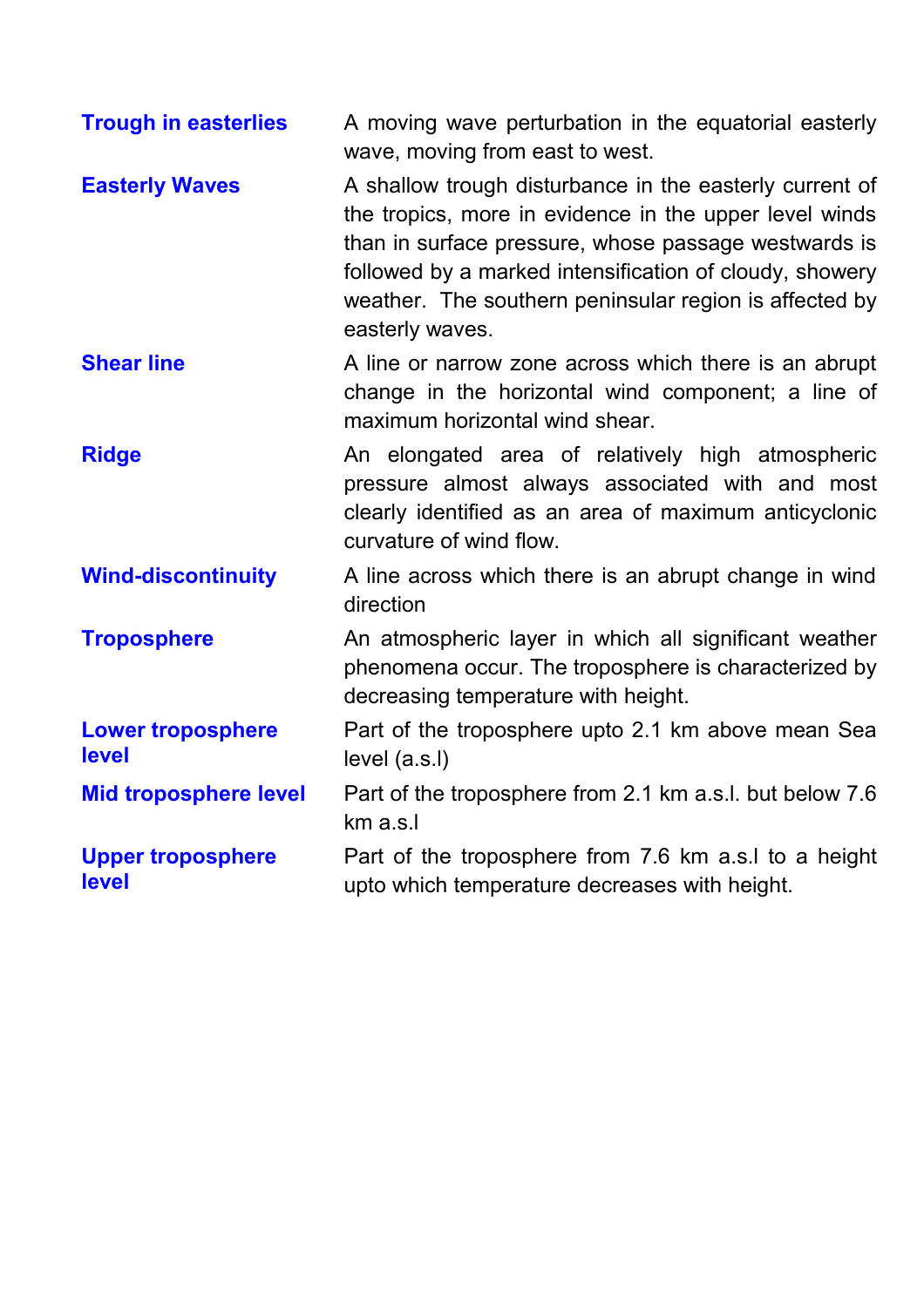| | |
|---|---|
| **Trough in easterlies** | A moving wave perturbation in the equatorial easterly wave, moving from east to west. |
| **Easterly Waves** | A shallow trough disturbance in the easterly current of the tropics, more in evidence in the upper level winds than in surface pressure, whose passage westwards is followed by a marked intensification of cloudy, showery weather. The southern peninsular region is affected by easterly waves. |
| **Shear line** | A line or narrow zone across which there is an abrupt change in the horizontal wind component; a line of maximum horizontal wind shear. |
| **Ridge** | An elongated area of relatively high atmospheric pressure almost always associated with and most clearly identified as an area of maximum anticyclonic curvature of wind flow. |
| **Wind-discontinuity** | A line across which there is an abrupt change in wind direction |
| **Troposphere** | An atmospheric layer in which all significant weather phenomena occur. The troposphere is characterized by decreasing temperature with height. |
| **Lower troposphere level** | Part of the troposphere upto 2.1 km above mean Sea level (a.s.l) |
| **Mid troposphere level** | Part of the troposphere from 2.1 km a.s.l. but below 7.6 km a.s.l |
| **Upper troposphere level** | Part of the troposphere from 7.6 km a.s.l to a height upto which temperature decreases with height. |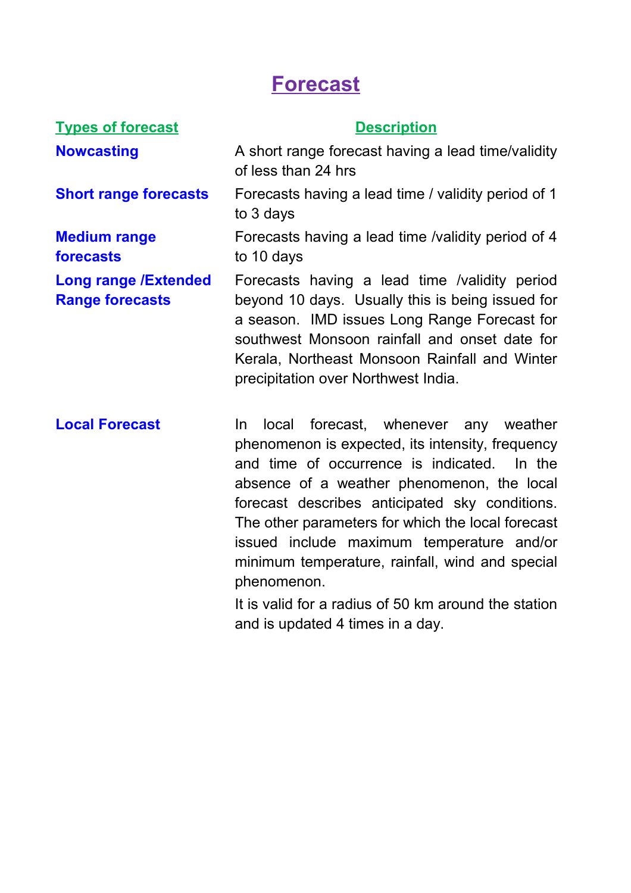# Forecast

| Types of forecast | Description |
| --- | --- |
| **Nowcasting** | A short range forecast having a lead time/validity of less than 24 hrs |
| **Short range forecasts** | Forecasts having a lead time / validity period of 1 to 3 days |
| **Medium range forecasts** | Forecasts having a lead time /validity period of 4 to 10 days |
| **Long range /Extended Range forecasts** | Forecasts having a lead time /validity period beyond 10 days. Usually this is being issued for a season. IMD issues Long Range Forecast for southwest Monsoon rainfall and onset date for Kerala, Northeast Monsoon Rainfall and Winter precipitation over Northwest India. |
| **Local Forecast** | In local forecast, whenever any weather phenomenon is expected, its intensity, frequency and time of occurrence is indicated. In the absence of a weather phenomenon, the local forecast describes anticipated sky conditions. The other parameters for which the local forecast issued include maximum temperature and/or minimum temperature, rainfall, wind and special phenomenon. It is valid for a radius of 50 km around the station and is updated 4 times in a day. |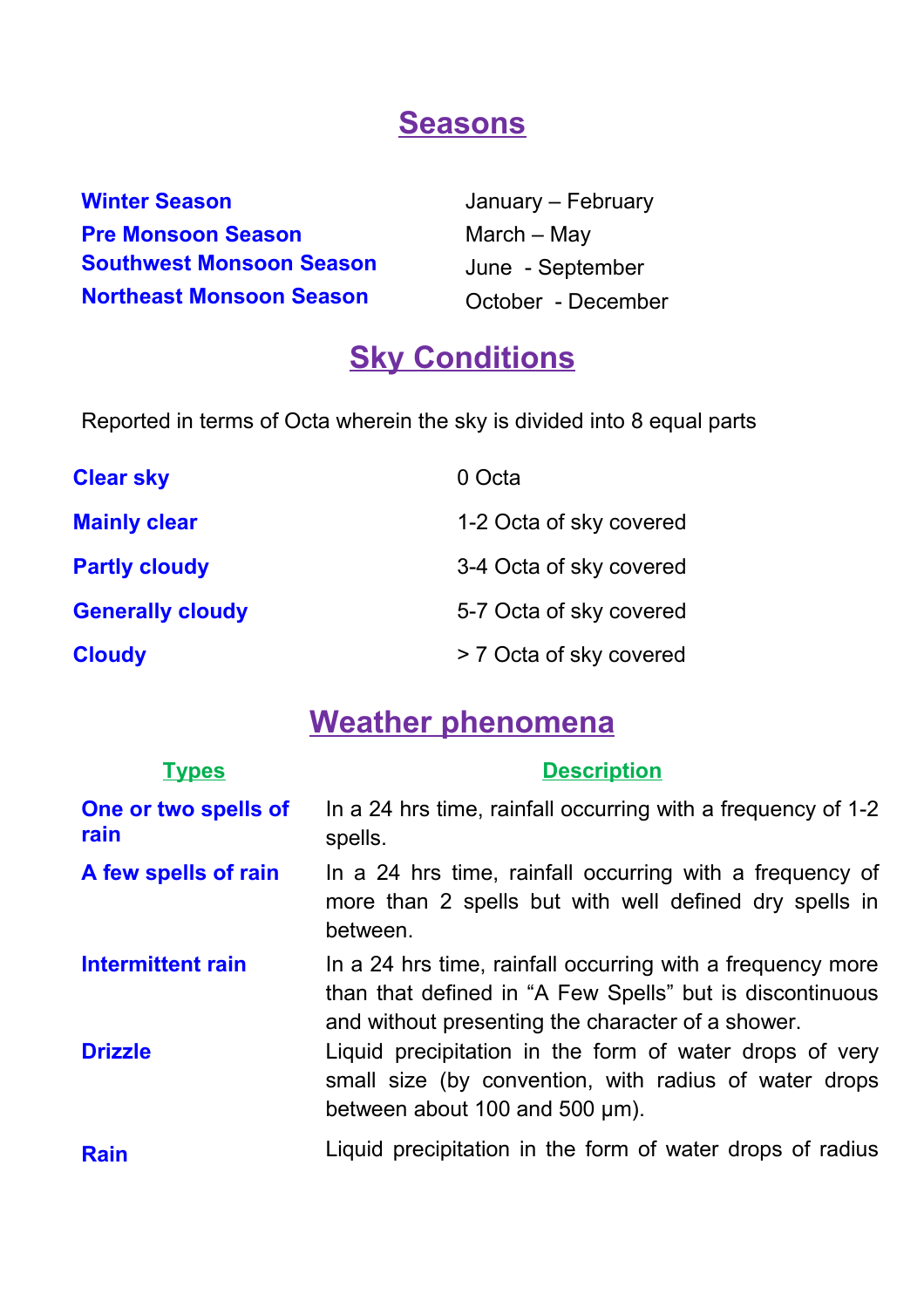# Seasons

| | |
|---|---|
| **Winter Season** | January – February |
| **Pre Monsoon Season** | March – May |
| **Southwest Monsoon Season** | June - September |
| **Northeast Monsoon Season** | October - December |

# Sky Conditions

Reported in terms of Octa wherein the sky is divided into 8 equal parts

| | |
|---|---|
| **Clear sky** | 0 Octa |
| **Mainly clear** | 1-2 Octa of sky covered |
| **Partly cloudy** | 3-4 Octa of sky covered |
| **Generally cloudy** | 5-7 Octa of sky covered |
| **Cloudy** | > 7 Octa of sky covered |

# Weather phenomena

| Types | Description |
|---|---|
| **One or two spells of rain** | In a 24 hrs time, rainfall occurring with a frequency of 1-2 spells. |
| **A few spells of rain** | In a 24 hrs time, rainfall occurring with a frequency of more than 2 spells but with well defined dry spells in between. |
| **Intermittent rain** | In a 24 hrs time, rainfall occurring with a frequency more than that defined in "A Few Spells" but is discontinuous and without presenting the character of a shower. |
| **Drizzle** | Liquid precipitation in the form of water drops of very small size (by convention, with radius of water drops between about 100 and 500 µm). |
| **Rain** | Liquid precipitation in the form of water drops of radius |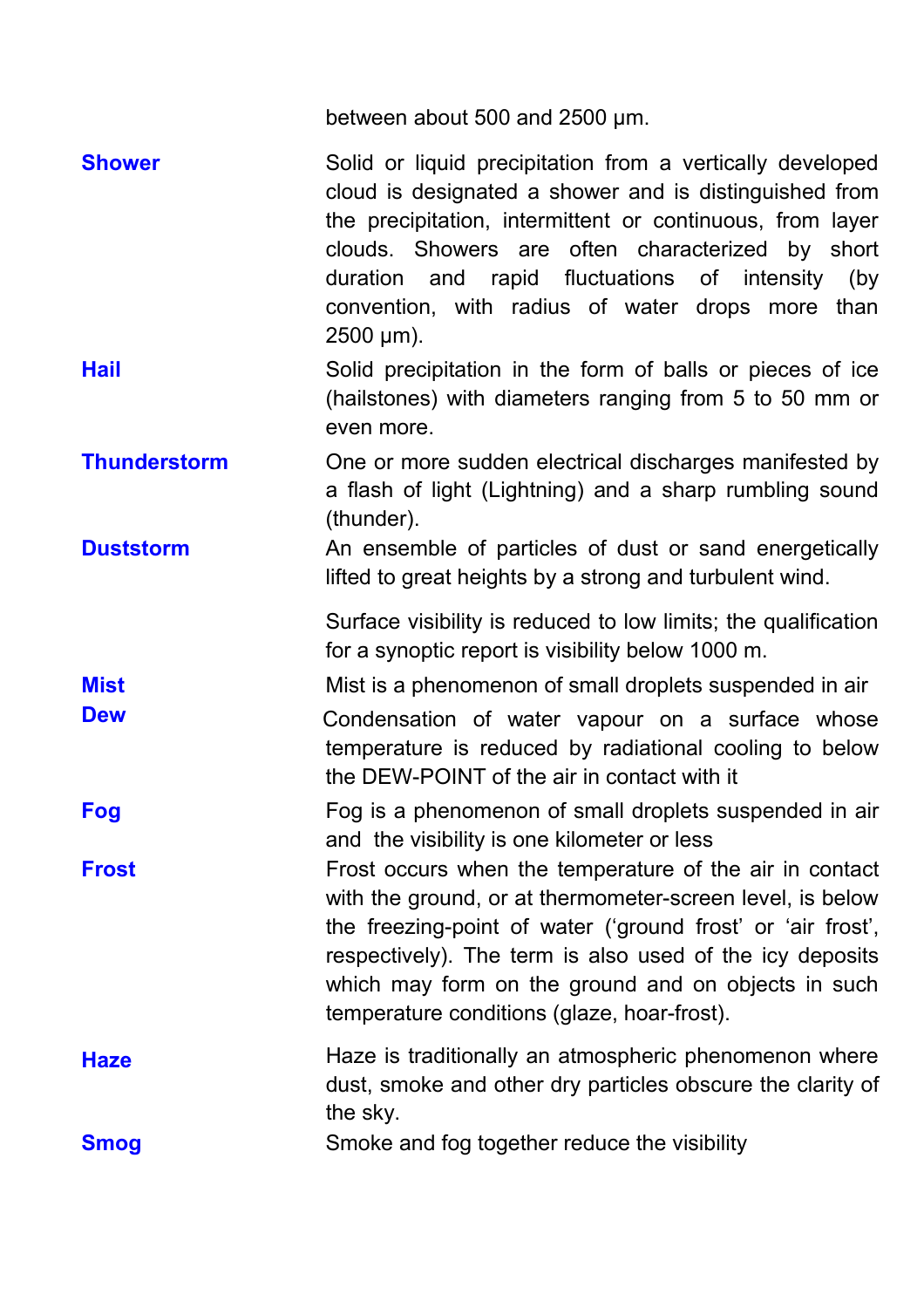between about 500 and 2500 μm.

**Shower**

Solid or liquid precipitation from a vertically developed cloud is designated a shower and is distinguished from the precipitation, intermittent or continuous, from layer clouds. Showers are often characterized by short duration and rapid fluctuations of intensity (by convention, with radius of water drops more than 2500 μm).

**Hail**

Solid precipitation in the form of balls or pieces of ice (hailstones) with diameters ranging from 5 to 50 mm or even more.

**Thunderstorm**

One or more sudden electrical discharges manifested by a flash of light (Lightning) and a sharp rumbling sound (thunder).

**Duststorm**

An ensemble of particles of dust or sand energetically lifted to great heights by a strong and turbulent wind.

Surface visibility is reduced to low limits; the qualification for a synoptic report is visibility below 1000 m.

**Mist**

Mist is a phenomenon of small droplets suspended in air

**Dew**

Condensation of water vapour on a surface whose temperature is reduced by radiational cooling to below the DEW-POINT of the air in contact with it

**Fog**

Fog is a phenomenon of small droplets suspended in air and the visibility is one kilometer or less

**Frost**

Frost occurs when the temperature of the air in contact with the ground, or at thermometer-screen level, is below the freezing-point of water ('ground frost' or 'air frost', respectively). The term is also used of the icy deposits which may form on the ground and on objects in such temperature conditions (glaze, hoar-frost).

**Haze**

Haze is traditionally an atmospheric phenomenon where dust, smoke and other dry particles obscure the clarity of the sky.

**Smog**

Smoke and fog together reduce the visibility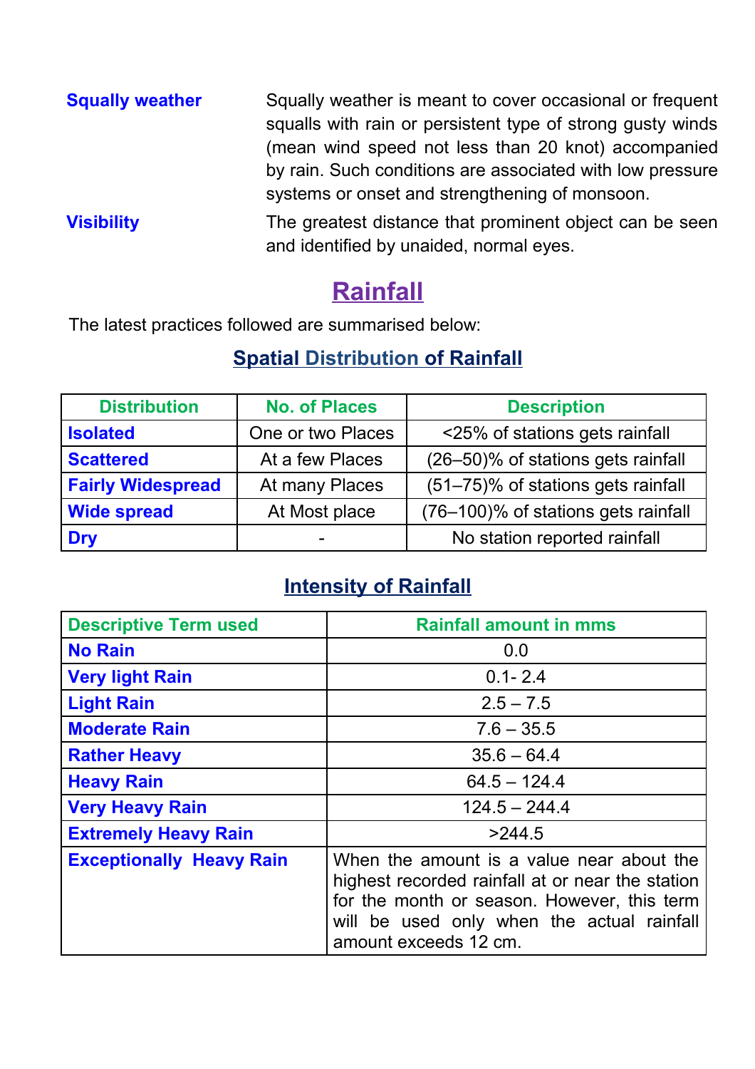**Squally weather** — Squally weather is meant to cover occasional or frequent squalls with rain or persistent type of strong gusty winds (mean wind speed not less than 20 knot) accompanied by rain. Such conditions are associated with low pressure systems or onset and strengthening of monsoon.

**Visibility** — The greatest distance that prominent object can be seen and identified by unaided, normal eyes.

## Rainfall

The latest practices followed are summarised below:

### Spatial Distribution of Rainfall

| Distribution | No. of Places | Description |
|---|---|---|
| **Isolated** | One or two Places | <25% of stations gets rainfall |
| **Scattered** | At a few Places | (26–50)% of stations gets rainfall |
| **Fairly Widespread** | At many Places | (51–75)% of stations gets rainfall |
| **Wide spread** | At Most place | (76–100)% of stations gets rainfall |
| **Dry** | - | No station reported rainfall |

### Intensity of Rainfall

| Descriptive Term used | Rainfall amount in mms |
|---|---|
| **No Rain** | 0.0 |
| **Very light Rain** | 0.1- 2.4 |
| **Light Rain** | 2.5 – 7.5 |
| **Moderate Rain** | 7.6 – 35.5 |
| **Rather Heavy** | 35.6 – 64.4 |
| **Heavy Rain** | 64.5 – 124.4 |
| **Very Heavy Rain** | 124.5 – 244.4 |
| **Extremely Heavy Rain** | >244.5 |
| **Exceptionally Heavy Rain** | When the amount is a value near about the highest recorded rainfall at or near the station for the month or season. However, this term will be used only when the actual rainfall amount exceeds 12 cm. |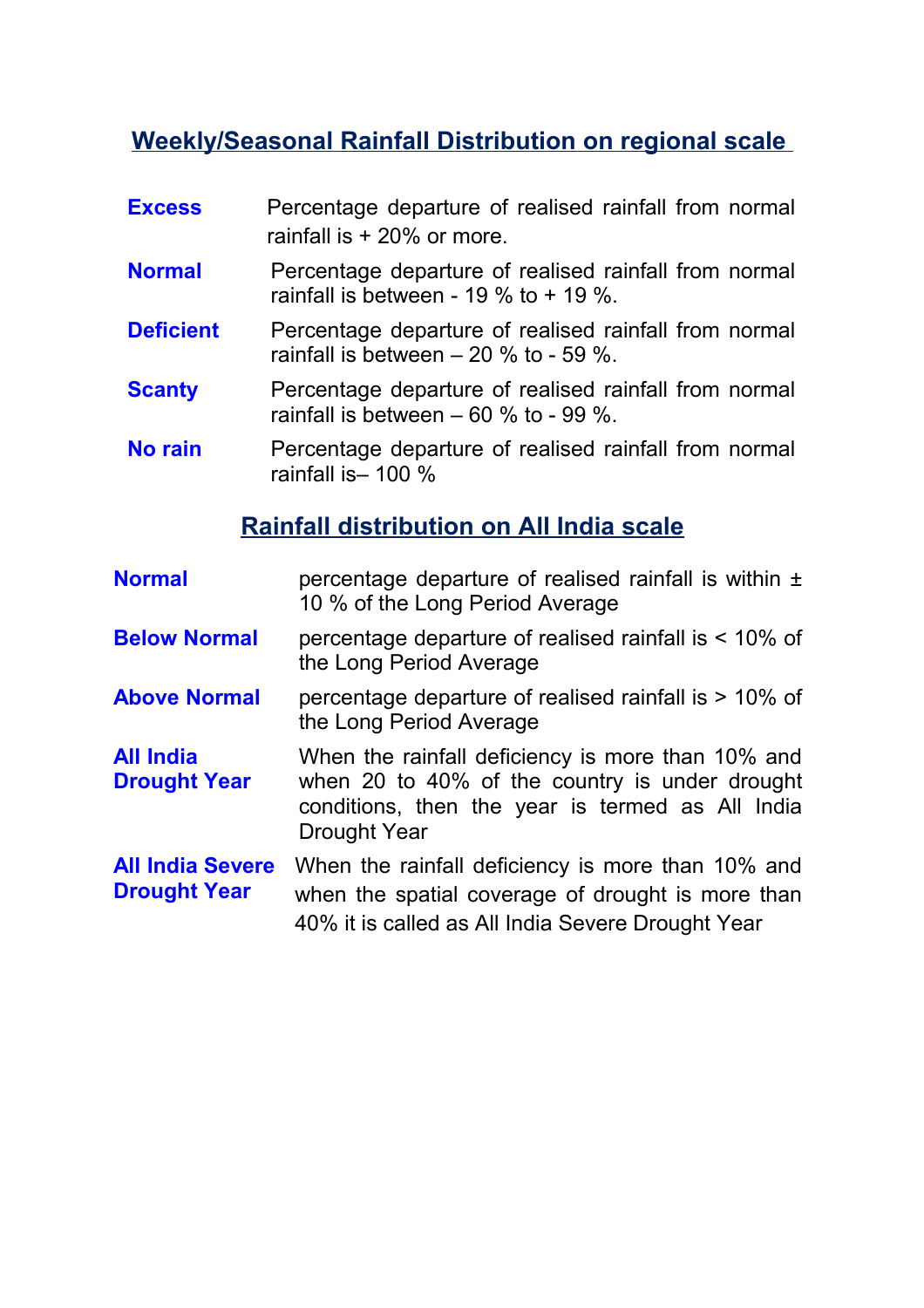## Weekly/Seasonal Rainfall Distribution on regional scale

| | |
|---|---|
| **Excess** | Percentage departure of realised rainfall from normal rainfall is + 20% or more. |
| **Normal** | Percentage departure of realised rainfall from normal rainfall is between - 19 % to + 19 %. |
| **Deficient** | Percentage departure of realised rainfall from normal rainfall is between – 20 % to - 59 %. |
| **Scanty** | Percentage departure of realised rainfall from normal rainfall is between – 60 % to - 99 %. |
| **No rain** | Percentage departure of realised rainfall from normal rainfall is– 100 % |

## Rainfall distribution on All India scale

| | |
|---|---|
| **Normal** | percentage departure of realised rainfall is within ± 10 % of the Long Period Average |
| **Below Normal** | percentage departure of realised rainfall is < 10% of the Long Period Average |
| **Above Normal** | percentage departure of realised rainfall is > 10% of the Long Period Average |
| **All India Drought Year** | When the rainfall deficiency is more than 10% and when 20 to 40% of the country is under drought conditions, then the year is termed as All India Drought Year |
| **All India Severe Drought Year** | When the rainfall deficiency is more than 10% and when the spatial coverage of drought is more than 40% it is called as All India Severe Drought Year |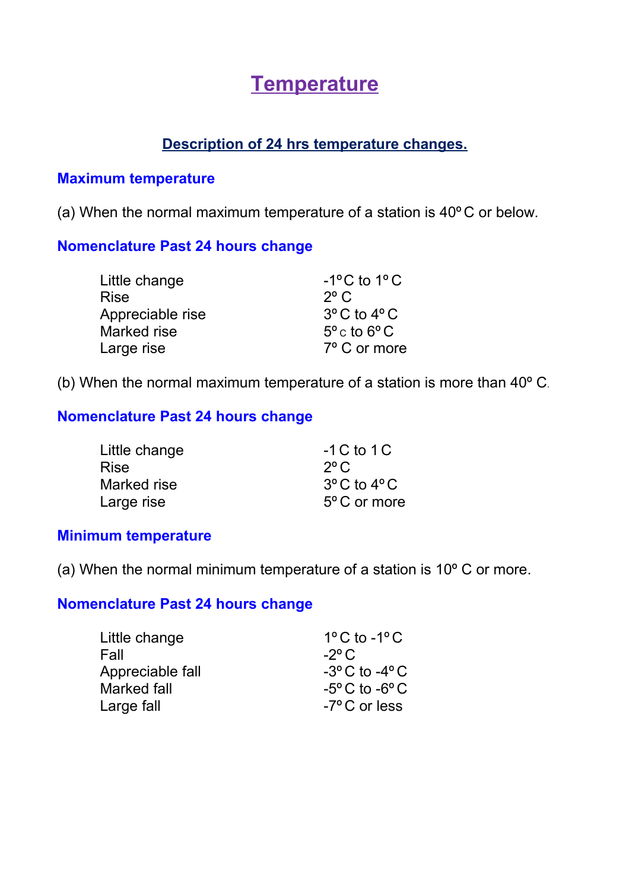# Temperature

## Description of 24 hrs temperature changes.

### Maximum temperature

(a) When the normal maximum temperature of a station is 40º C or below.

| Nomenclature | Past 24 hours change |
|---|---|
| Little change | -1º C to 1º C |
| Rise | 2º C |
| Appreciable rise | 3º C to 4º C |
| Marked rise | 5º C to 6º C |
| Large rise | 7º C or more |

(b) When the normal maximum temperature of a station is more than 40º C.

| Nomenclature | Past 24 hours change |
|---|---|
| Little change | -1 C to 1 C |
| Rise | 2º C |
| Marked rise | 3º C to 4º C |
| Large rise | 5º C or more |

### Minimum temperature

(a) When the normal minimum temperature of a station is 10º C or more.

| Nomenclature | Past 24 hours change |
|---|---|
| Little change | 1º C to -1º C |
| Fall | -2º C |
| Appreciable fall | -3º C to -4º C |
| Marked fall | -5º C to -6º C |
| Large fall | -7º C or less |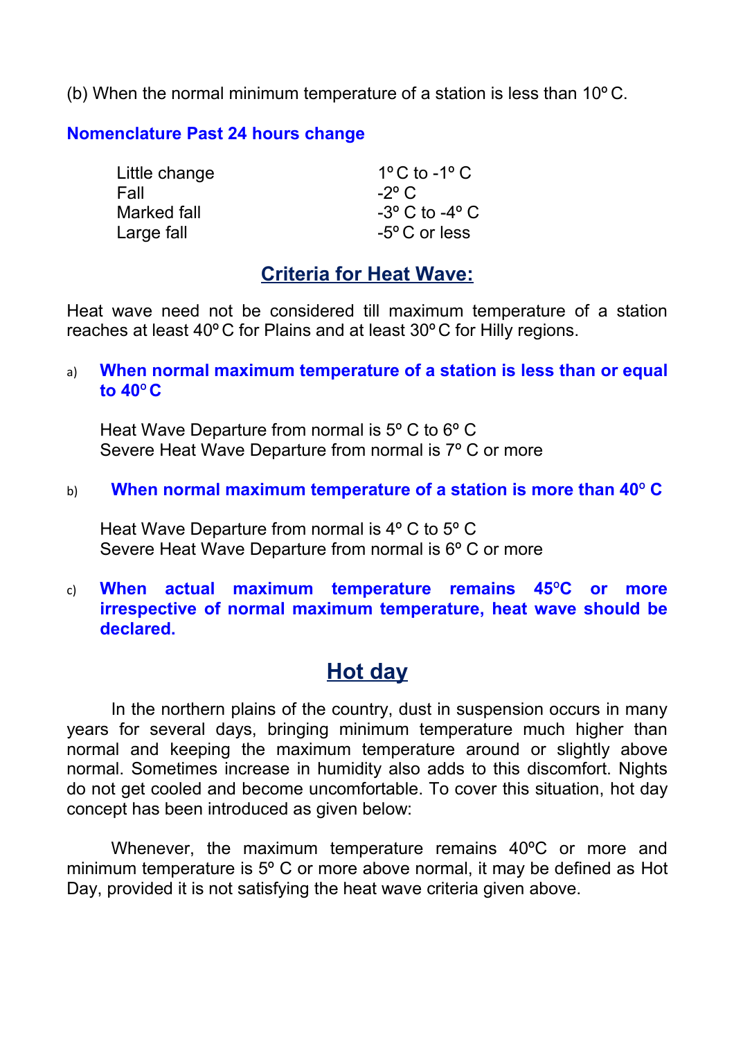(b) When the normal minimum temperature of a station is less than 10º C.

**Nomenclature Past 24 hours change**

| | |
|---|---|
| Little change | 1º C to -1º C |
| Fall | -2º C |
| Marked fall | -3º C to -4º C |
| Large fall | -5º C or less |

## Criteria for Heat Wave:

Heat wave need not be considered till maximum temperature of a station reaches at least 40º C for Plains and at least 30º C for Hilly regions.

a) **When normal maximum temperature of a station is less than or equal to 40º C**

Heat Wave Departure from normal is 5º C to 6º C
Severe Heat Wave Departure from normal is 7º C or more

b) **When normal maximum temperature of a station is more than 40º C**

Heat Wave Departure from normal is 4º C to 5º C
Severe Heat Wave Departure from normal is 6º C or more

c) **When actual maximum temperature remains 45ºC or more irrespective of normal maximum temperature, heat wave should be declared.**

## Hot day

In the northern plains of the country, dust in suspension occurs in many years for several days, bringing minimum temperature much higher than normal and keeping the maximum temperature around or slightly above normal. Sometimes increase in humidity also adds to this discomfort. Nights do not get cooled and become uncomfortable. To cover this situation, hot day concept has been introduced as given below:

Whenever, the maximum temperature remains 40ºC or more and minimum temperature is 5º C or more above normal, it may be defined as Hot Day, provided it is not satisfying the heat wave criteria given above.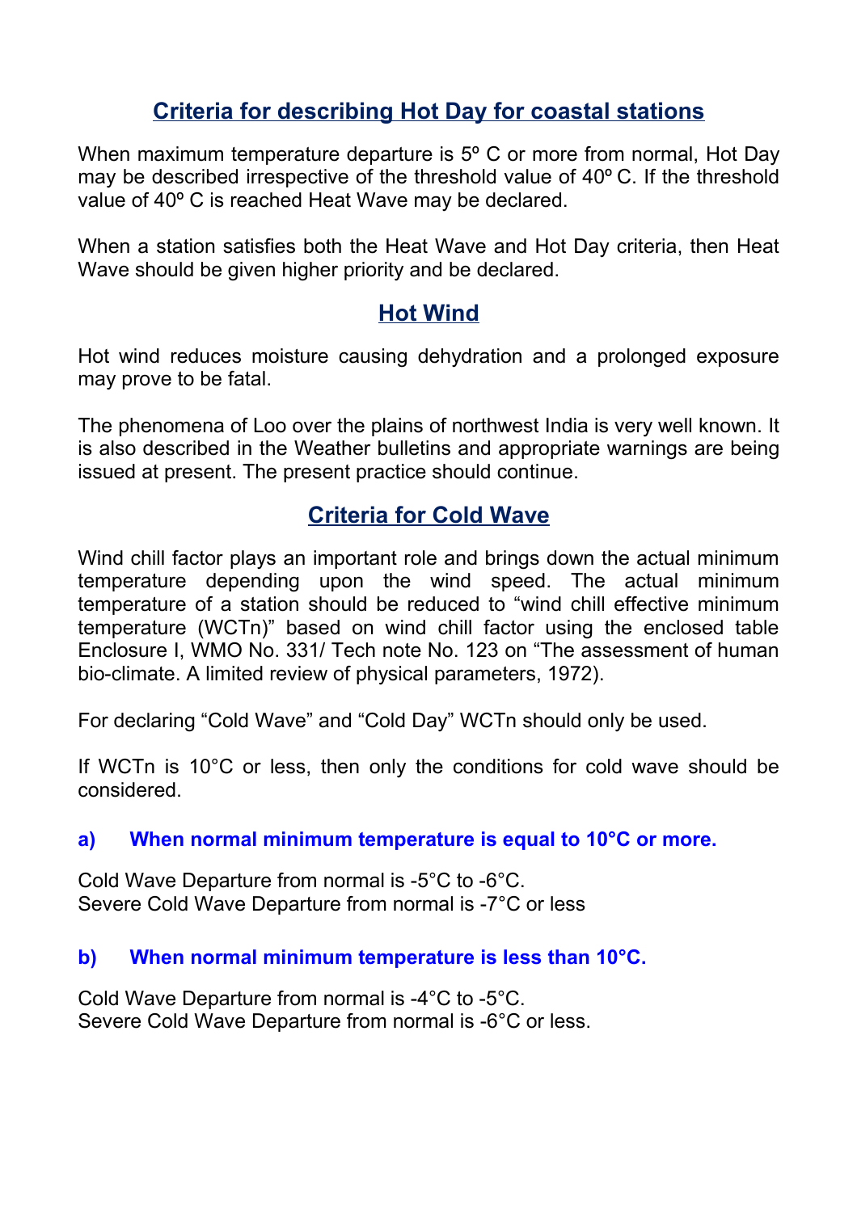## Criteria for describing Hot Day for coastal stations

When maximum temperature departure is 5º C or more from normal, Hot Day may be described irrespective of the threshold value of 40º C. If the threshold value of 40º C is reached Heat Wave may be declared.

When a station satisfies both the Heat Wave and Hot Day criteria, then Heat Wave should be given higher priority and be declared.

## Hot Wind

Hot wind reduces moisture causing dehydration and a prolonged exposure may prove to be fatal.

The phenomena of Loo over the plains of northwest India is very well known. It is also described in the Weather bulletins and appropriate warnings are being issued at present. The present practice should continue.

## Criteria for Cold Wave

Wind chill factor plays an important role and brings down the actual minimum temperature depending upon the wind speed. The actual minimum temperature of a station should be reduced to "wind chill effective minimum temperature (WCTn)" based on wind chill factor using the enclosed table Enclosure I, WMO No. 331/ Tech note No. 123 on "The assessment of human bio-climate. A limited review of physical parameters, 1972).

For declaring "Cold Wave" and "Cold Day" WCTn should only be used.

If WCTn is 10°C or less, then only the conditions for cold wave should be considered.

### a) When normal minimum temperature is equal to 10°C or more.

Cold Wave Departure from normal is -5°C to -6°C.
Severe Cold Wave Departure from normal is -7°C or less

### b) When normal minimum temperature is less than 10°C.

Cold Wave Departure from normal is -4°C to -5°C.
Severe Cold Wave Departure from normal is -6°C or less.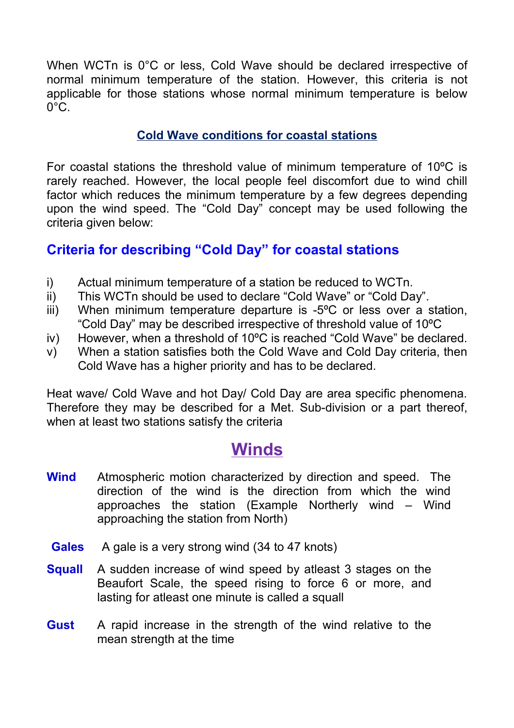When WCTn is 0°C or less, Cold Wave should be declared irrespective of normal minimum temperature of the station. However, this criteria is not applicable for those stations whose normal minimum temperature is below 0°C.

### Cold Wave conditions for coastal stations

For coastal stations the threshold value of minimum temperature of 10ºC is rarely reached. However, the local people feel discomfort due to wind chill factor which reduces the minimum temperature by a few degrees depending upon the wind speed. The “Cold Day” concept may be used following the criteria given below:

### Criteria for describing “Cold Day” for coastal stations

i) Actual minimum temperature of a station be reduced to WCTn.
ii) This WCTn should be used to declare “Cold Wave” or “Cold Day”.
iii) When minimum temperature departure is -5ºC or less over a station, “Cold Day” may be described irrespective of threshold value of 10ºC
iv) However, when a threshold of 10ºC is reached “Cold Wave” be declared.
v) When a station satisfies both the Cold Wave and Cold Day criteria, then Cold Wave has a higher priority and has to be declared.

Heat wave/ Cold Wave and hot Day/ Cold Day are area specific phenomena. Therefore they may be described for a Met. Sub-division or a part thereof, when at least two stations satisfy the criteria

## Winds

**Wind** Atmospheric motion characterized by direction and speed. The direction of the wind is the direction from which the wind approaches the station (Example Northerly wind – Wind approaching the station from North)

**Gales** A gale is a very strong wind (34 to 47 knots)

**Squall** A sudden increase of wind speed by atleast 3 stages on the Beaufort Scale, the speed rising to force 6 or more, and lasting for atleast one minute is called a squall

**Gust** A rapid increase in the strength of the wind relative to the mean strength at the time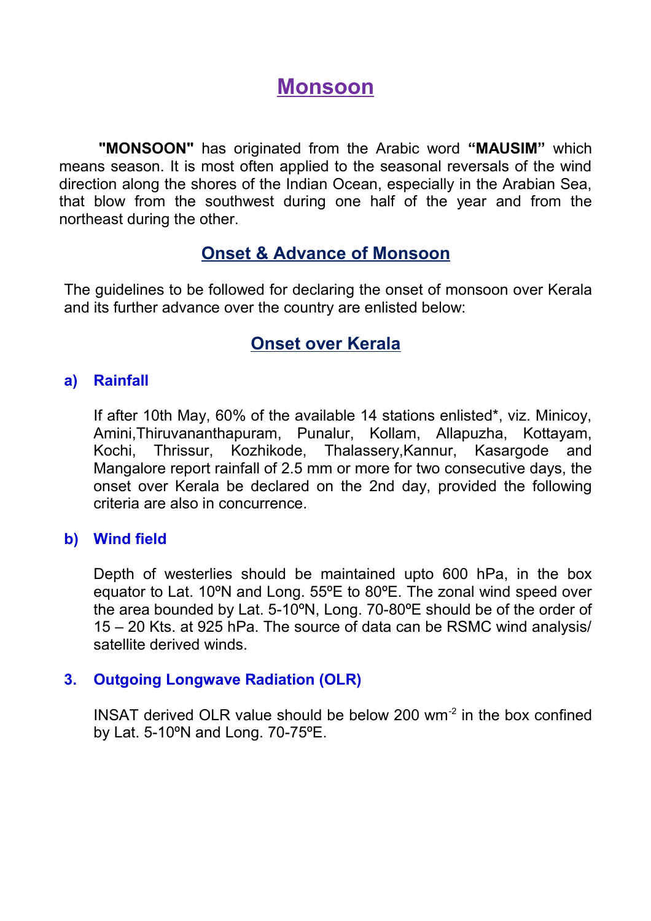// Monsoon

**"MONSOON"** has originated from the Arabic word **"MAUSIM"** which means season. It is most often applied to the seasonal reversals of the wind direction along the shores of the Indian Ocean, especially in the Arabian Sea, that blow from the southwest during one half of the year and from the northeast during the other.

## Onset & Advance of Monsoon

The guidelines to be followed for declaring the onset of monsoon over Kerala and its further advance over the country are enlisted below:

## Onset over Kerala

### a) Rainfall

If after 10th May, 60% of the available 14 stations enlisted*, viz. Minicoy, Amini,Thiruvananthapuram, Punalur, Kollam, Allapuzha, Kottayam, Kochi, Thrissur, Kozhikode, Thalassery,Kannur, Kasargode and Mangalore report rainfall of 2.5 mm or more for two consecutive days, the onset over Kerala be declared on the 2nd day, provided the following criteria are also in concurrence.

### b) Wind field

Depth of westerlies should be maintained upto 600 hPa, in the box equator to Lat. 10ºN and Long. 55ºE to 80ºE. The zonal wind speed over the area bounded by Lat. 5-10ºN, Long. 70-80ºE should be of the order of 15 – 20 Kts. at 925 hPa. The source of data can be RSMC wind analysis/ satellite derived winds.

### 3. Outgoing Longwave Radiation (OLR)

INSAT derived OLR value should be below 200 $wm^{-2}$ in the box confined by Lat. 5-10ºN and Long. 70-75ºE.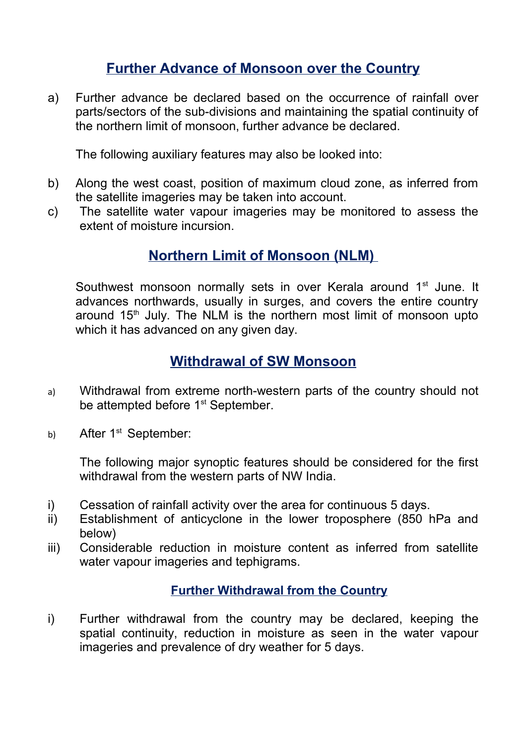## Further Advance of Monsoon over the Country

a) Further advance be declared based on the occurrence of rainfall over parts/sectors of the sub-divisions and maintaining the spatial continuity of the northern limit of monsoon, further advance be declared.

   The following auxiliary features may also be looked into:

b) Along the west coast, position of maximum cloud zone, as inferred from the satellite imageries may be taken into account.

c) The satellite water vapour imageries may be monitored to assess the extent of moisture incursion.

## Northern Limit of Monsoon (NLM)

Southwest monsoon normally sets in over Kerala around 1st June. It advances northwards, usually in surges, and covers the entire country around 15th July. The NLM is the northern most limit of monsoon upto which it has advanced on any given day.

## Withdrawal of SW Monsoon

a) Withdrawal from extreme north-western parts of the country should not be attempted before 1st September.

b) After 1st September:

   The following major synoptic features should be considered for the first withdrawal from the western parts of NW India.

i) Cessation of rainfall activity over the area for continuous 5 days.

ii) Establishment of anticyclone in the lower troposphere (850 hPa and below)

iii) Considerable reduction in moisture content as inferred from satellite water vapour imageries and tephigrams.

### Further Withdrawal from the Country

i) Further withdrawal from the country may be declared, keeping the spatial continuity, reduction in moisture as seen in the water vapour imageries and prevalence of dry weather for 5 days.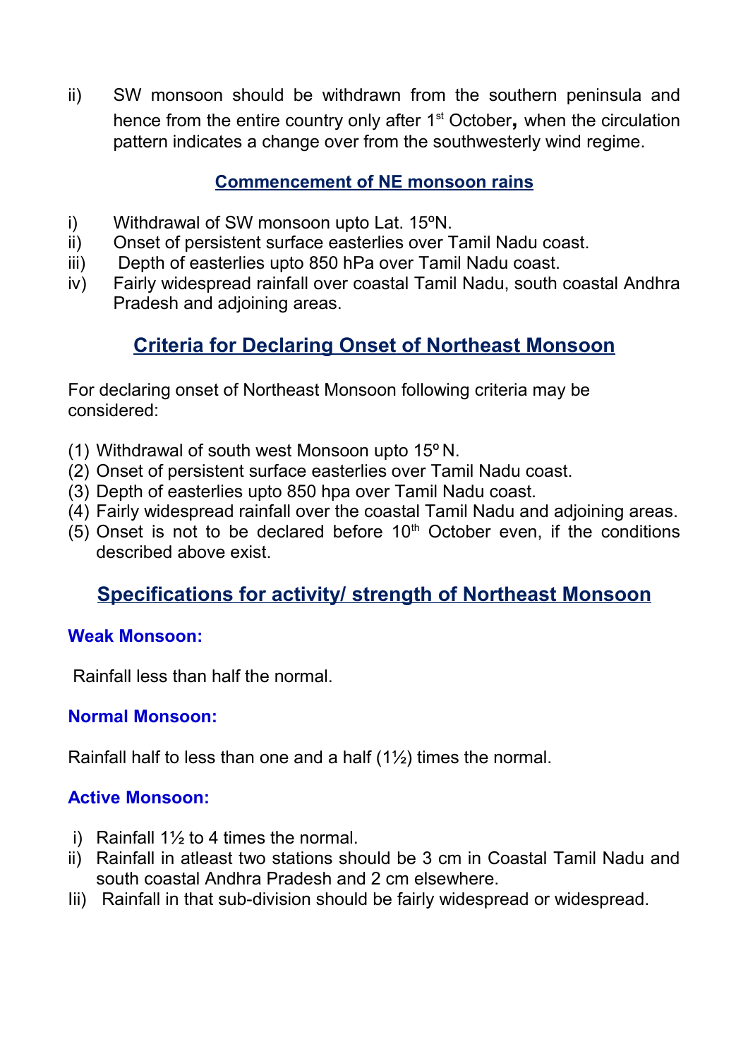ii) SW monsoon should be withdrawn from the southern peninsula and hence from the entire country only after 1st October**,** when the circulation pattern indicates a change over from the southwesterly wind regime.

## Commencement of NE monsoon rains

i) Withdrawal of SW monsoon upto Lat. 15ºN.
ii) Onset of persistent surface easterlies over Tamil Nadu coast.
iii) Depth of easterlies upto 850 hPa over Tamil Nadu coast.
iv) Fairly widespread rainfall over coastal Tamil Nadu, south coastal Andhra Pradesh and adjoining areas.

## Criteria for Declaring Onset of Northeast Monsoon

For declaring onset of Northeast Monsoon following criteria may be considered:

(1) Withdrawal of south west Monsoon upto 15º N.
(2) Onset of persistent surface easterlies over Tamil Nadu coast.
(3) Depth of easterlies upto 850 hpa over Tamil Nadu coast.
(4) Fairly widespread rainfall over the coastal Tamil Nadu and adjoining areas.
(5) Onset is not to be declared before 10th October even, if the conditions described above exist.

## Specifications for activity/ strength of Northeast Monsoon

### Weak Monsoon:

Rainfall less than half the normal.

### Normal Monsoon:

Rainfall half to less than one and a half (1½) times the normal.

### Active Monsoon:

i) Rainfall 1½ to 4 times the normal.
ii) Rainfall in atleast two stations should be 3 cm in Coastal Tamil Nadu and south coastal Andhra Pradesh and 2 cm elsewhere.
Iii) Rainfall in that sub-division should be fairly widespread or widespread.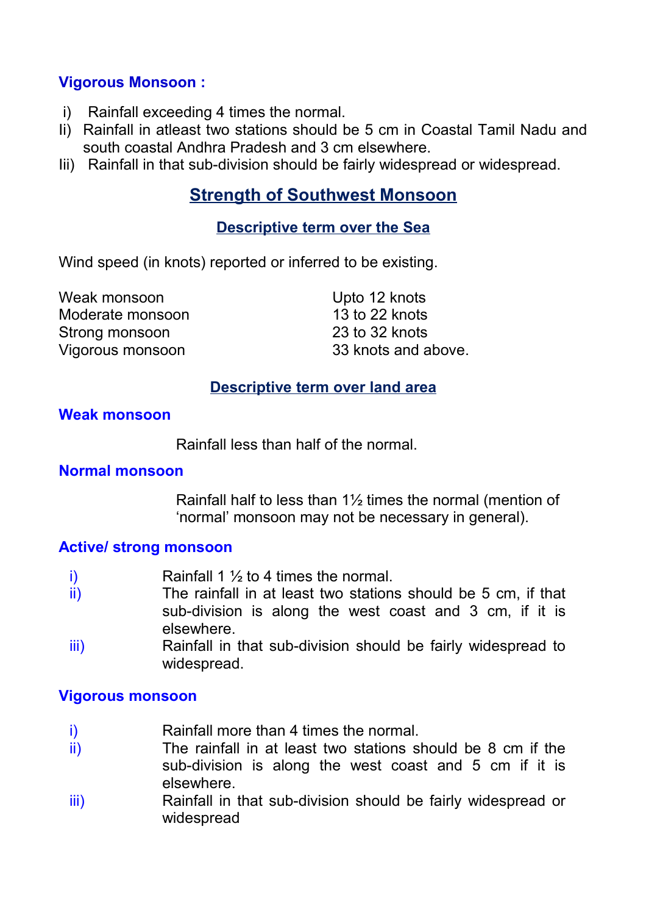**Vigorous Monsoon :**

i) Rainfall exceeding 4 times the normal.
Ii) Rainfall in atleast two stations should be 5 cm in Coastal Tamil Nadu and south coastal Andhra Pradesh and 3 cm elsewhere.
Iii) Rainfall in that sub-division should be fairly widespread or widespread.

## Strength of Southwest Monsoon

### Descriptive term over the Sea

Wind speed (in knots) reported or inferred to be existing.

| | |
|---|---|
| Weak monsoon | Upto 12 knots |
| Moderate monsoon | 13 to 22 knots |
| Strong monsoon | 23 to 32 knots |
| Vigorous monsoon | 33 knots and above. |

### Descriptive term over land area

**Weak monsoon**

Rainfall less than half of the normal.

**Normal monsoon**

Rainfall half to less than 1½ times the normal (mention of ‘normal’ monsoon may not be necessary in general).

**Active/ strong monsoon**

i) Rainfall 1 ½ to 4 times the normal.
ii) The rainfall in at least two stations should be 5 cm, if that sub-division is along the west coast and 3 cm, if it is elsewhere.
iii) Rainfall in that sub-division should be fairly widespread to widespread.

**Vigorous monsoon**

i) Rainfall more than 4 times the normal.
ii) The rainfall in at least two stations should be 8 cm if the sub-division is along the west coast and 5 cm if it is elsewhere.
iii) Rainfall in that sub-division should be fairly widespread or widespread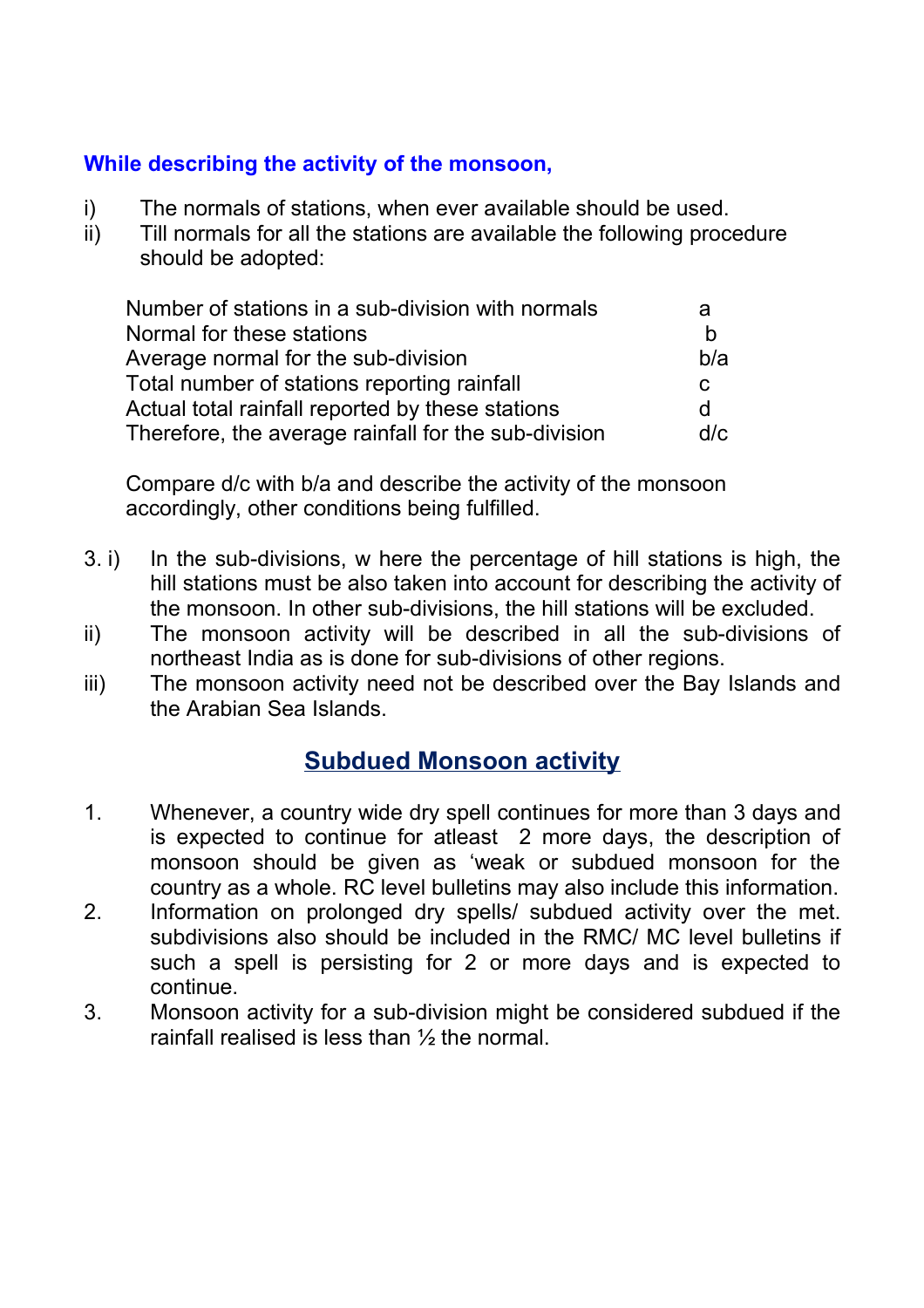**While describing the activity of the monsoon,**

i) The normals of stations, when ever available should be used.
ii) Till normals for all the stations are available the following procedure should be adopted:

| | |
|---|---|
| Number of stations in a sub-division with normals | a |
| Normal for these stations | b |
| Average normal for the sub-division | b/a |
| Total number of stations reporting rainfall | c |
| Actual total rainfall reported by these stations | d |
| Therefore, the average rainfall for the sub-division | d/c |

Compare d/c with b/a and describe the activity of the monsoon accordingly, other conditions being fulfilled.

3. i) In the sub-divisions, w here the percentage of hill stations is high, the hill stations must be also taken into account for describing the activity of the monsoon. In other sub-divisions, the hill stations will be excluded.
ii) The monsoon activity will be described in all the sub-divisions of northeast India as is done for sub-divisions of other regions.
iii) The monsoon activity need not be described over the Bay Islands and the Arabian Sea Islands.

## Subdued Monsoon activity

1. Whenever, a country wide dry spell continues for more than 3 days and is expected to continue for atleast 2 more days, the description of monsoon should be given as 'weak or subdued monsoon for the country as a whole. RC level bulletins may also include this information.
2. Information on prolonged dry spells/ subdued activity over the met. subdivisions also should be included in the RMC/ MC level bulletins if such a spell is persisting for 2 or more days and is expected to continue.
3. Monsoon activity for a sub-division might be considered subdued if the rainfall realised is less than ½ the normal.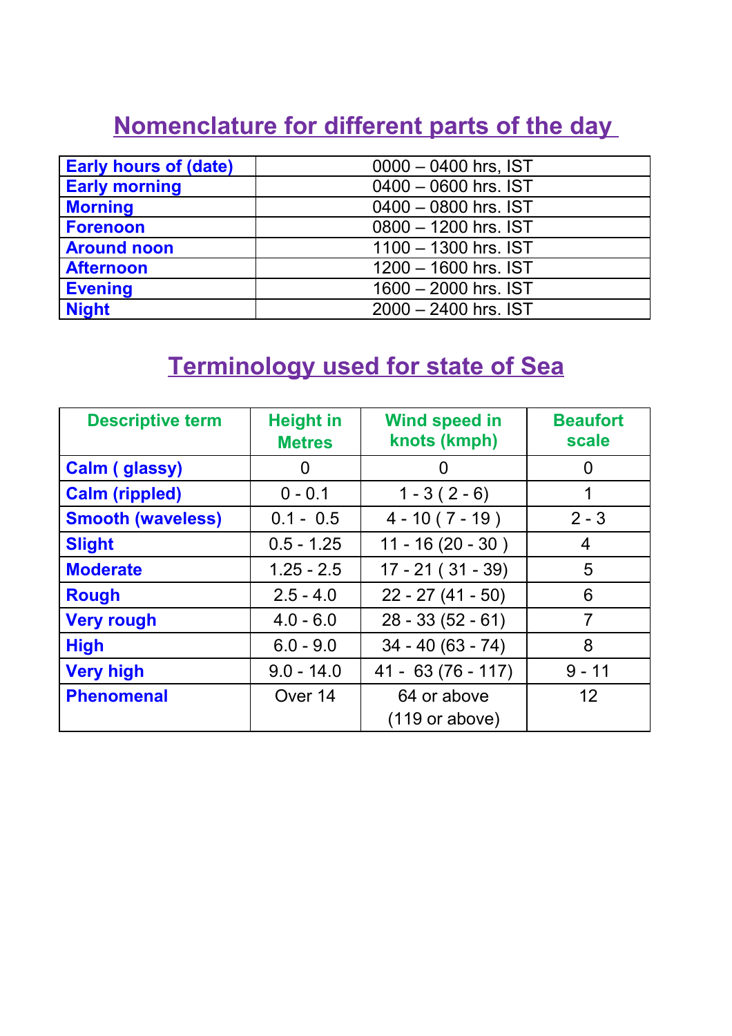## Nomenclature for different parts of the day

| | |
|---|---|
| **Early hours of (date)** | 0000 – 0400 hrs, IST |
| **Early morning** | 0400 – 0600 hrs. IST |
| **Morning** | 0400 – 0800 hrs. IST |
| **Forenoon** | 0800 – 1200 hrs. IST |
| **Around noon** | 1100 – 1300 hrs. IST |
| **Afternoon** | 1200 – 1600 hrs. IST |
| **Evening** | 1600 – 2000 hrs. IST |
| **Night** | 2000 – 2400 hrs. IST |

## Terminology used for state of Sea

| Descriptive term | Height in Metres | Wind speed in knots (kmph) | Beaufort scale |
|---|---|---|---|
| **Calm ( glassy)** | 0 | 0 | 0 |
| **Calm (rippled)** | 0 - 0.1 | 1 - 3 ( 2 - 6) | 1 |
| **Smooth (waveless)** | 0.1 - 0.5 | 4 - 10 ( 7 - 19 ) | 2 - 3 |
| **Slight** | 0.5 - 1.25 | 11 - 16 (20 - 30 ) | 4 |
| **Moderate** | 1.25 - 2.5 | 17 - 21 ( 31 - 39) | 5 |
| **Rough** | 2.5 - 4.0 | 22 - 27 (41 - 50) | 6 |
| **Very rough** | 4.0 - 6.0 | 28 - 33 (52 - 61) | 7 |
| **High** | 6.0 - 9.0 | 34 - 40 (63 - 74) | 8 |
| **Very high** | 9.0 - 14.0 | 41 - 63 (76 - 117) | 9 - 11 |
| **Phenomenal** | Over 14 | 64 or above (119 or above) | 12 |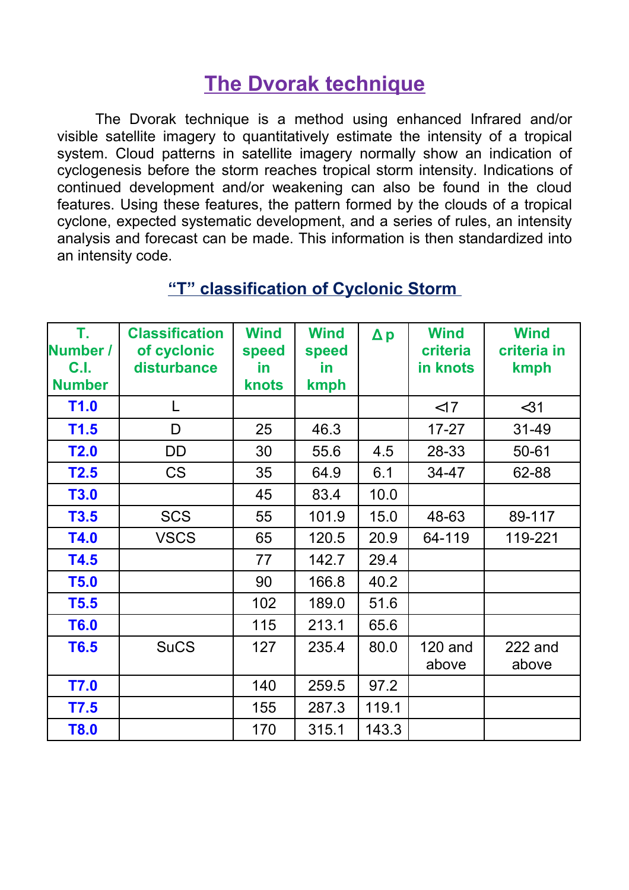# The Dvorak technique

The Dvorak technique is a method using enhanced Infrared and/or visible satellite imagery to quantitatively estimate the intensity of a tropical system. Cloud patterns in satellite imagery normally show an indication of cyclogenesis before the storm reaches tropical storm intensity. Indications of continued development and/or weakening can also be found in the cloud features. Using these features, the pattern formed by the clouds of a tropical cyclone, expected systematic development, and a series of rules, an intensity analysis and forecast can be made. This information is then standardized into an intensity code.

## "T" classification of Cyclonic Storm

| T. Number / C.I. Number | Classification of cyclonic disturbance | Wind speed in knots | Wind speed in kmph | Δ p | Wind criteria in knots | Wind criteria in kmph |
|---|---|---|---|---|---|---|
| T1.0 | L | | | | <17 | <31 |
| T1.5 | D | 25 | 46.3 | | 17-27 | 31-49 |
| T2.0 | DD | 30 | 55.6 | 4.5 | 28-33 | 50-61 |
| T2.5 | CS | 35 | 64.9 | 6.1 | 34-47 | 62-88 |
| T3.0 | | 45 | 83.4 | 10.0 | | |
| T3.5 | SCS | 55 | 101.9 | 15.0 | 48-63 | 89-117 |
| T4.0 | VSCS | 65 | 120.5 | 20.9 | 64-119 | 119-221 |
| T4.5 | | 77 | 142.7 | 29.4 | | |
| T5.0 | | 90 | 166.8 | 40.2 | | |
| T5.5 | | 102 | 189.0 | 51.6 | | |
| T6.0 | | 115 | 213.1 | 65.6 | | |
| T6.5 | SuCS | 127 | 235.4 | 80.0 | 120 and above | 222 and above |
| T7.0 | | 140 | 259.5 | 97.2 | | |
| T7.5 | | 155 | 287.3 | 119.1 | | |
| T8.0 | | 170 | 315.1 | 143.3 | | |